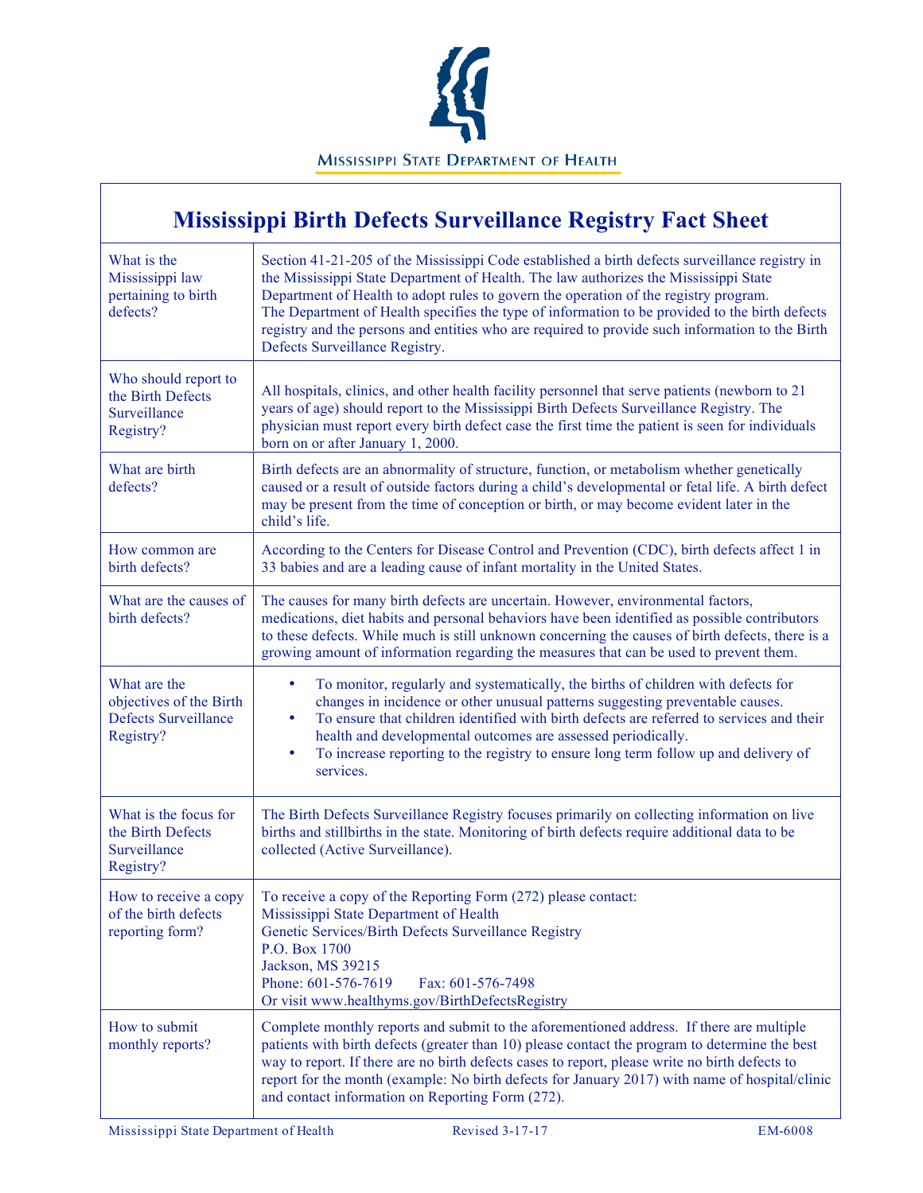MISSISSIPPI STATE DEPARTMENT OF HEALTH

# Mississippi Birth Defects Surveillance Registry Fact Sheet

| | |
|---|---|
| What is the Mississippi law pertaining to birth defects? | Section 41-21-205 of the Mississippi Code established a birth defects surveillance registry in the Mississippi State Department of Health. The law authorizes the Mississippi State Department of Health to adopt rules to govern the operation of the registry program. The Department of Health specifies the type of information to be provided to the birth defects registry and the persons and entities who are required to provide such information to the Birth Defects Surveillance Registry. |
| Who should report to the Birth Defects Surveillance Registry? | All hospitals, clinics, and other health facility personnel that serve patients (newborn to 21 years of age) should report to the Mississippi Birth Defects Surveillance Registry. The physician must report every birth defect case the first time the patient is seen for individuals born on or after January 1, 2000. |
| What are birth defects? | Birth defects are an abnormality of structure, function, or metabolism whether genetically caused or a result of outside factors during a child's developmental or fetal life. A birth defect may be present from the time of conception or birth, or may become evident later in the child's life. |
| How common are birth defects? | According to the Centers for Disease Control and Prevention (CDC), birth defects affect 1 in 33 babies and are a leading cause of infant mortality in the United States. |
| What are the causes of birth defects? | The causes for many birth defects are uncertain. However, environmental factors, medications, diet habits and personal behaviors have been identified as possible contributors to these defects. While much is still unknown concerning the causes of birth defects, there is a growing amount of information regarding the measures that can be used to prevent them. |
| What are the objectives of the Birth Defects Surveillance Registry? | • To monitor, regularly and systematically, the births of children with defects for changes in incidence or other unusual patterns suggesting preventable causes.<br>• To ensure that children identified with birth defects are referred to services and their health and developmental outcomes are assessed periodically.<br>• To increase reporting to the registry to ensure long term follow up and delivery of services. |
| What is the focus for the Birth Defects Surveillance Registry? | The Birth Defects Surveillance Registry focuses primarily on collecting information on live births and stillbirths in the state. Monitoring of birth defects require additional data to be collected (Active Surveillance). |
| How to receive a copy of the birth defects reporting form? | To receive a copy of the Reporting Form (272) please contact:<br>Mississippi State Department of Health<br>Genetic Services/Birth Defects Surveillance Registry<br>P.O. Box 1700<br>Jackson, MS 39215<br>Phone: 601-576-7619 Fax: 601-576-7498<br>Or visit www.healthyms.gov/BirthDefectsRegistry |
| How to submit monthly reports? | Complete monthly reports and submit to the aforementioned address. If there are multiple patients with birth defects (greater than 10) please contact the program to determine the best way to report. If there are no birth defects cases to report, please write no birth defects to report for the month (example: No birth defects for January 2017) with name of hospital/clinic and contact information on Reporting Form (272). |

Mississippi State Department of Health Revised 3-17-17 EM-6008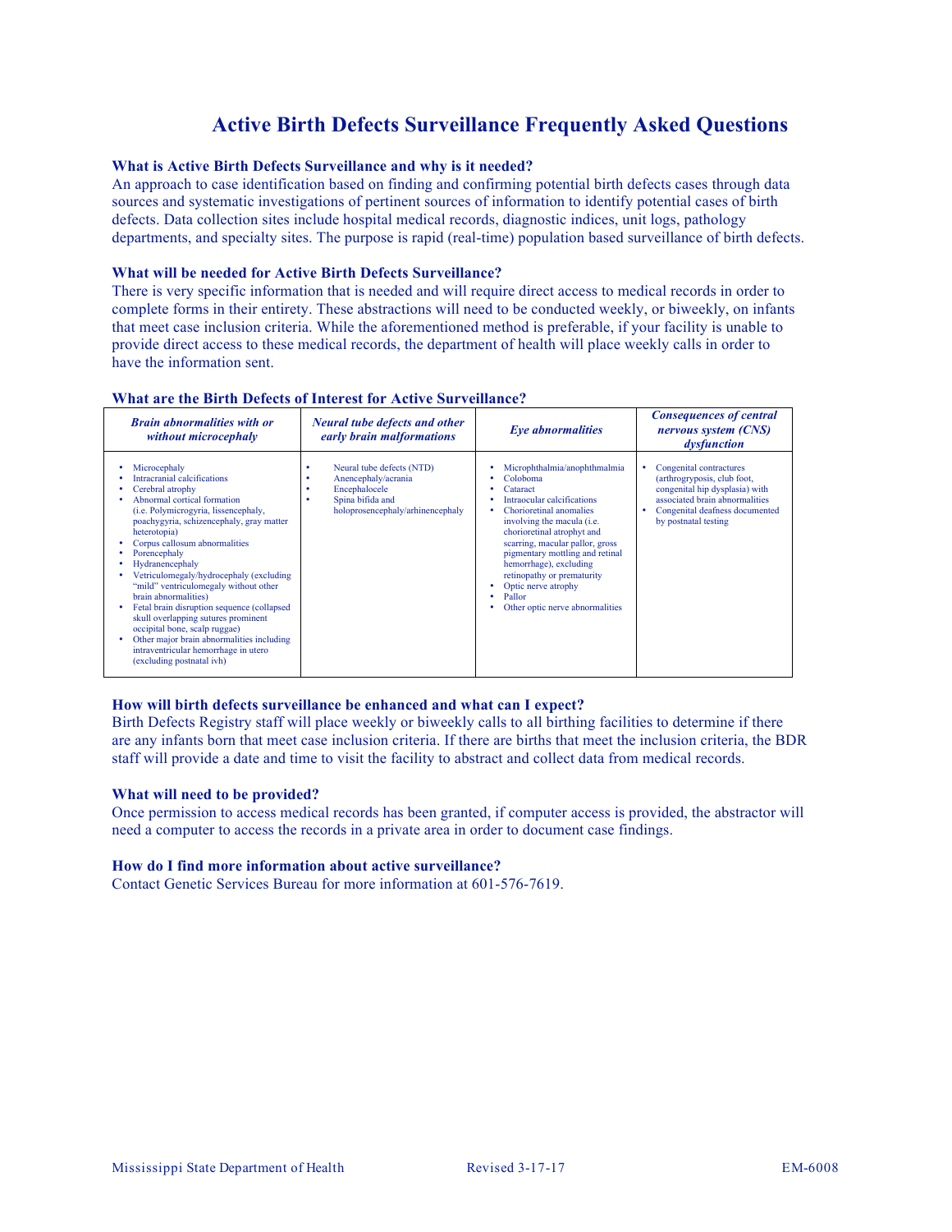# Active Birth Defects Surveillance Frequently Asked Questions

### What is Active Birth Defects Surveillance and why is it needed?

An approach to case identification based on finding and confirming potential birth defects cases through data sources and systematic investigations of pertinent sources of information to identify potential cases of birth defects. Data collection sites include hospital medical records, diagnostic indices, unit logs, pathology departments, and specialty sites. The purpose is rapid (real-time) population based surveillance of birth defects.

### What will be needed for Active Birth Defects Surveillance?

There is very specific information that is needed and will require direct access to medical records in order to complete forms in their entirety. These abstractions will need to be conducted weekly, or biweekly, on infants that meet case inclusion criteria. While the aforementioned method is preferable, if your facility is unable to provide direct access to these medical records, the department of health will place weekly calls in order to have the information sent.

### What are the Birth Defects of Interest for Active Surveillance?

| *Brain abnormalities with or without microcephaly* | *Neural tube defects and other early brain malformations* | *Eye abnormalities* | *Consequences of central nervous system (CNS) dysfunction* |
|---|---|---|---|
| • Microcephaly<br>• Intracranial calcifications<br>• Cerebral atrophy<br>• Abnormal cortical formation (i.e. Polymicrogyria, lissencephaly, poachygyria, schizencephaly, gray matter heterotopia)<br>• Corpus callosum abnormalities<br>• Porencephaly<br>• Hydranencephaly<br>• Vetriculomegaly/hydrocephaly (excluding "mild" ventriculomegaly without other brain abnormalities)<br>• Fetal brain disruption sequence (collapsed skull overlapping sutures prominent occipital bone, scalp ruggae)<br>• Other major brain abnormalities including intraventricular hemorrhage in utero (excluding postnatal ivh) | • Neural tube defects (NTD)<br>• Anencephaly/acrania<br>• Encephalocele<br>• Spina bifida and holoprosencephaly/arhinencephaly | • Microphthalmia/anophthmalmia<br>• Coloboma<br>• Cataract<br>• Intraocular calcifications<br>• Chorioretinal anomalies involving the macula (i.e. chorioretinal atrophyt and scarring, macular pallor, gross pigmentary mottling and retinal hemorrhage), excluding retinopathy or prematurity<br>• Optic nerve atrophy<br>• Pallor<br>• Other optic nerve abnormalities | • Congenital contractures (arthrogryposis, club foot, congenital hip dysplasia) with associated brain abnormalities<br>• Congenital deafness documented by postnatal testing |

### How will birth defects surveillance be enhanced and what can I expect?

Birth Defects Registry staff will place weekly or biweekly calls to all birthing facilities to determine if there are any infants born that meet case inclusion criteria. If there are births that meet the inclusion criteria, the BDR staff will provide a date and time to visit the facility to abstract and collect data from medical records.

### What will need to be provided?

Once permission to access medical records has been granted, if computer access is provided, the abstractor will need a computer to access the records in a private area in order to document case findings.

### How do I find more information about active surveillance?

Contact Genetic Services Bureau for more information at 601-576-7619.

Mississippi State Department of Health        Revised 3-17-17        EM-6008